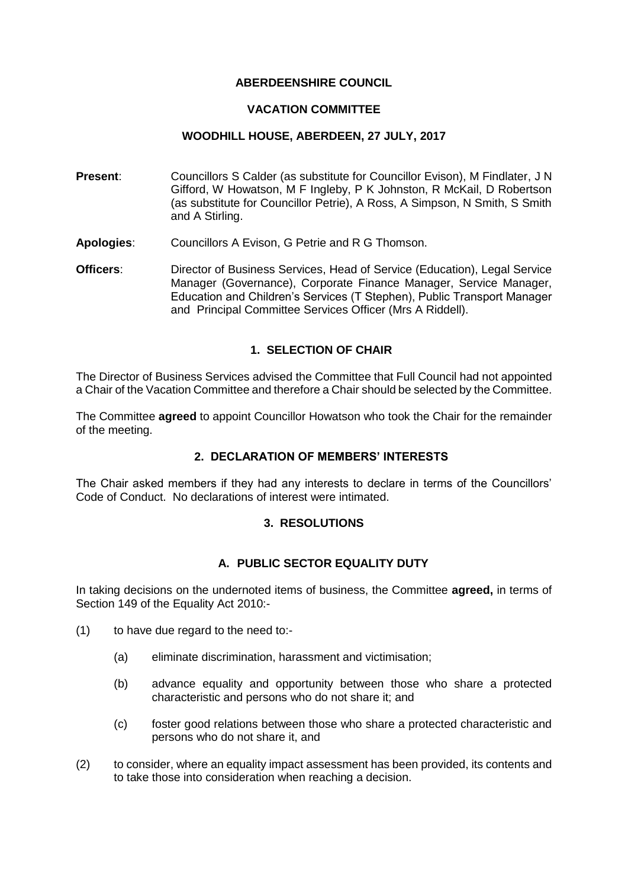# ABERDEENSHIRE COUNCIL

## VACATION COMMITTEE

### WOODHILL HOUSE, ABERDEEN, 27 JULY, 2017

**Present**: Councillors S Calder (as substitute for Councillor Evison), M Findlater, J N Gifford, W Howatson, M F Ingleby, P K Johnston, R McKail, D Robertson (as substitute for Councillor Petrie), A Ross, A Simpson, N Smith, S Smith and A Stirling.

**Apologies**: Councillors A Evison, G Petrie and R G Thomson.

**Officers**: Director of Business Services, Head of Service (Education), Legal Service Manager (Governance), Corporate Finance Manager, Service Manager, Education and Children's Services (T Stephen), Public Transport Manager and Principal Committee Services Officer (Mrs A Riddell).

### 1. SELECTION OF CHAIR

The Director of Business Services advised the Committee that Full Council had not appointed a Chair of the Vacation Committee and therefore a Chair should be selected by the Committee.

The Committee **agreed** to appoint Councillor Howatson who took the Chair for the remainder of the meeting.

### 2. DECLARATION OF MEMBERS' INTERESTS

The Chair asked members if they had any interests to declare in terms of the Councillors' Code of Conduct. No declarations of interest were intimated.

### 3. RESOLUTIONS

#### A. PUBLIC SECTOR EQUALITY DUTY

In taking decisions on the undernoted items of business, the Committee **agreed,** in terms of Section 149 of the Equality Act 2010:-

(1) to have due regard to the need to:-

- (a) eliminate discrimination, harassment and victimisation;
- (b) advance equality and opportunity between those who share a protected characteristic and persons who do not share it; and
- (c) foster good relations between those who share a protected characteristic and persons who do not share it, and

(2) to consider, where an equality impact assessment has been provided, its contents and to take those into consideration when reaching a decision.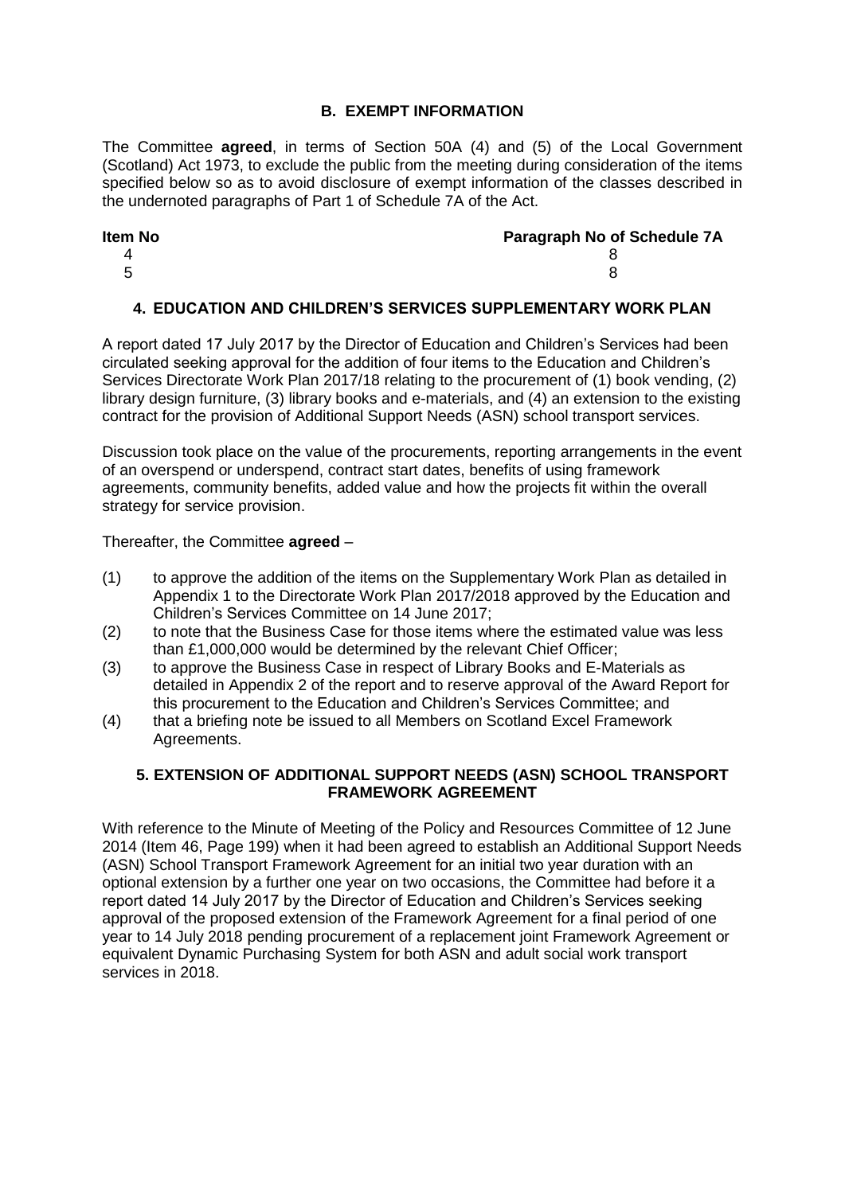## B. EXEMPT INFORMATION

The Committee **agreed**, in terms of Section 50A (4) and (5) of the Local Government (Scotland) Act 1973, to exclude the public from the meeting during consideration of the items specified below so as to avoid disclosure of exempt information of the classes described in the undernoted paragraphs of Part 1 of Schedule 7A of the Act.

| Item No | Paragraph No of Schedule 7A |
| --- | --- |
| 4 | 8 |
| 5 | 8 |

### 4. EDUCATION AND CHILDREN'S SERVICES SUPPLEMENTARY WORK PLAN

A report dated 17 July 2017 by the Director of Education and Children's Services had been circulated seeking approval for the addition of four items to the Education and Children's Services Directorate Work Plan 2017/18 relating to the procurement of (1) book vending, (2) library design furniture, (3) library books and e-materials, and (4) an extension to the existing contract for the provision of Additional Support Needs (ASN) school transport services.

Discussion took place on the value of the procurements, reporting arrangements in the event of an overspend or underspend, contract start dates, benefits of using framework agreements, community benefits, added value and how the projects fit within the overall strategy for service provision.

Thereafter, the Committee **agreed** –

(1) to approve the addition of the items on the Supplementary Work Plan as detailed in Appendix 1 to the Directorate Work Plan 2017/2018 approved by the Education and Children's Services Committee on 14 June 2017;

(2) to note that the Business Case for those items where the estimated value was less than £1,000,000 would be determined by the relevant Chief Officer;

(3) to approve the Business Case in respect of Library Books and E-Materials as detailed in Appendix 2 of the report and to reserve approval of the Award Report for this procurement to the Education and Children's Services Committee; and

(4) that a briefing note be issued to all Members on Scotland Excel Framework Agreements.

### 5. EXTENSION OF ADDITIONAL SUPPORT NEEDS (ASN) SCHOOL TRANSPORT FRAMEWORK AGREEMENT

With reference to the Minute of Meeting of the Policy and Resources Committee of 12 June 2014 (Item 46, Page 199) when it had been agreed to establish an Additional Support Needs (ASN) School Transport Framework Agreement for an initial two year duration with an optional extension by a further one year on two occasions, the Committee had before it a report dated 14 July 2017 by the Director of Education and Children's Services seeking approval of the proposed extension of the Framework Agreement for a final period of one year to 14 July 2018 pending procurement of a replacement joint Framework Agreement or equivalent Dynamic Purchasing System for both ASN and adult social work transport services in 2018.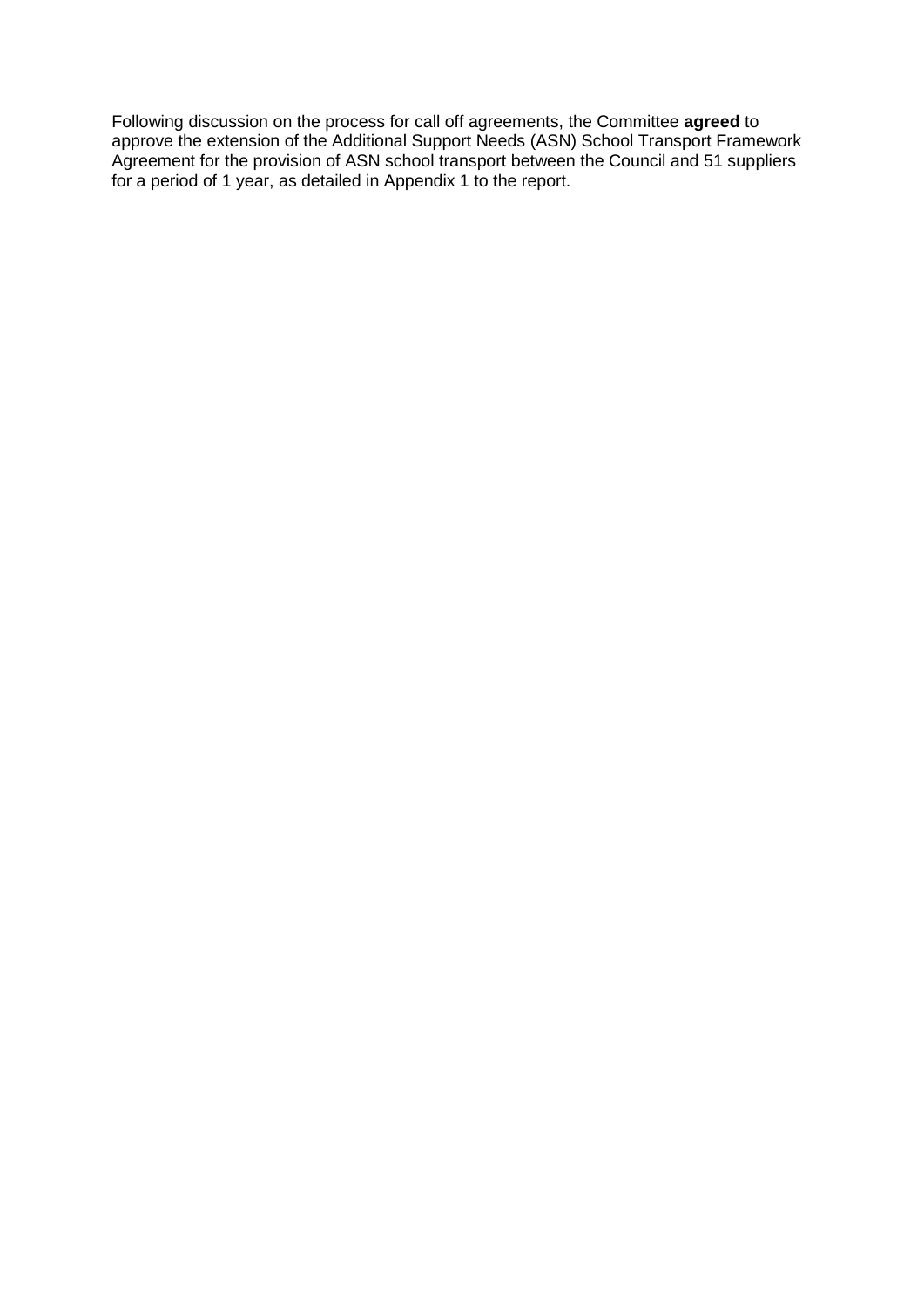Following discussion on the process for call off agreements, the Committee **agreed** to approve the extension of the Additional Support Needs (ASN) School Transport Framework Agreement for the provision of ASN school transport between the Council and 51 suppliers for a period of 1 year, as detailed in Appendix 1 to the report.